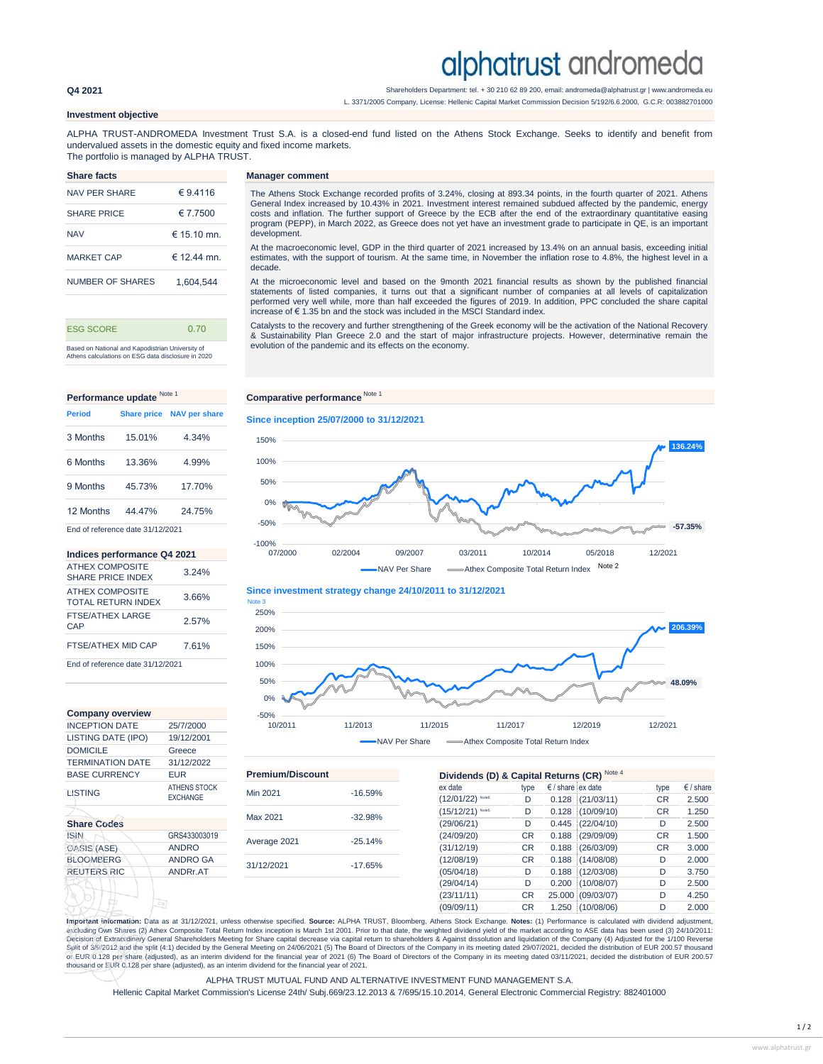# alphatrust andromeda

**Q4 2021**

Shareholders Department: tel. + 30 210 62 89 200, email: andromeda@alphatrust.gr | www.andromeda.eu
L. 3371/2005 Company, License: Hellenic Capital Market Commission Decision 5/192/6.6.2000, G.C.R: 003882701000

## Investment objective

ALPHA TRUST-ANDROMEDA Investment Trust S.A. is a closed-end fund listed on the Athens Stock Exchange. Seeks to identify and benefit from undervalued assets in the domestic equity and fixed income markets.
The portfolio is managed by ALPHA TRUST.

## Share facts

| | |
|---|---|
| NAV PER SHARE | € 9.4116 |
| SHARE PRICE | € 7.7500 |
| NAV | € 15.10 mn. |
| MARKET CAP | € 12.44 mn. |
| NUMBER OF SHARES | 1,604,544 |

| | |
|---|---|
| ESG SCORE | 0.70 |

Based on National and Kapodistrian University of Athens calculations on ESG data disclosure in 2020

## Manager comment

The Athens Stock Exchange recorded profits of 3.24%, closing at 893.34 points, in the fourth quarter of 2021. Athens General Index increased by 10.43% in 2021. Investment interest remained subdued affected by the pandemic, energy costs and inflation. The further support of Greece by the ECB after the end of the extraordinary quantitative easing program (PEPP), in March 2022, as Greece does not yet have an investment grade to participate in QE, is an important development.

At the macroeconomic level, GDP in the third quarter of 2021 increased by 13.4% on an annual basis, exceeding initial estimates, with the support of tourism. At the same time, in November the inflation rose to 4.8%, the highest level in a decade.

At the microeconomic level and based on the 9month 2021 financial results as shown by the published financial statements of listed companies, it turns out that a significant number of companies at all levels of capitalization performed very well while, more than half exceeded the figures of 2019. In addition, PPC concluded the share capital increase of € 1.35 bn and the stock was included in the MSCI Standard index.

Catalysts to the recovery and further strengthening of the Greek economy will be the activation of the National Recovery & Sustainability Plan Greece 2.0 and the start of major infrastructure projects. However, determinative remain the evolution of the pandemic and its effects on the economy.

## Performance update [Note 1]

| Period | Share price | NAV per share |
|---|---|---|
| 3 Months | 15.01% | 4.34% |
| 6 Months | 13.36% | 4.99% |
| 9 Months | 45.73% | 17.70% |
| 12 Months | 44.47% | 24.75% |

End of reference date 31/12/2021

## Indices performance Q4 2021

| | |
|---|---|
| ATHEX COMPOSITE SHARE PRICE INDEX | 3.24% |
| ATHEX COMPOSITE TOTAL RETURN INDEX | 3.66% |
| FTSE/ATHEX LARGE CAP | 2.57% |
| FTSE/ATHEX MID CAP | 7.61% |

End of reference date 31/12/2021

## Comparative performance [Note 1]

### Since inception 25/07/2000 to 31/12/2021

NAV Per Share: 136.24%
Athex Composite Total Return Index [Note 2]: -57.35%

### Since investment strategy change 24/10/2011 to 31/12/2021 [Note 3]

NAV Per Share: 206.39%
Athex Composite Total Return Index: 48.09%

## Company overview

| | |
|---|---|
| INCEPTION DATE | 25/7/2000 |
| LISTING DATE (IPO) | 19/12/2001 |
| DOMICILE | Greece |
| TERMINATION DATE | 31/12/2022 |
| BASE CURRENCY | EUR |
| LISTING | ATHENS STOCK EXCHANGE |

## Share Codes

| | |
|---|---|
| ISIN | GRS433003019 |
| OASIS (ASE) | ANDRO |
| BLOOMBERG | ANDRO GA |
| REUTERS RIC | ANDRr.AT |

## Premium/Discount

| | |
|---|---|
| Min 2021 | -16.59% |
| Max 2021 | -32.98% |
| Average 2021 | -25.14% |
| 31/12/2021 | -17.65% |

## Dividends (D) & Capital Returns (CR) [Note 4]

| ex date | type | € / share | ex date | type | € / share |
|---|---|---|---|---|---|
| (12/01/22) [Note 6] | D | 0.128 | (21/03/11) | CR | 2.500 |
| (15/12/21) [Note 5] | D | 0.128 | (10/09/10) | CR | 1.250 |
| (29/06/21) | D | 0.445 | (22/04/10) | D | 2.500 |
| (24/09/20) | CR | 0.188 | (29/09/09) | CR | 1.500 |
| (31/12/19) | CR | 0.188 | (26/03/09) | CR | 3.000 |
| (12/08/19) | CR | 0.188 | (14/08/08) | D | 2.000 |
| (05/04/18) | D | 0.188 | (12/03/08) | D | 3.750 |
| (29/04/14) | D | 0.200 | (10/08/07) | D | 2.500 |
| (23/11/11) | CR | 25.000 | (09/03/07) | D | 4.250 |
| (09/09/11) | CR | 1.250 | (10/08/06) | D | 2.000 |

**Important information:** Data as at 31/12/2021, unless otherwise specified. **Source:** ALPHA TRUST, Bloomberg, Athens Stock Exchange. **Notes:** (1) Performance is calculated with dividend adjustment, excluding Own Shares (2) Athex Composite Total Return Index inception is March 1st 2001. Prior to that date, the weighted dividend yield of the market according to ASE data has been used (3) 24/10/2011: Decision of Extraordinary General Shareholders Meeting for Share capital decrease via capital return to shareholders & Against dissolution and liquidation of the Company (4) Adjusted for the 1/100 Reverse Split of 3/9/2012 and the split (4:1) decided by the General Meeting on 24/06/2021 (5) The Board of Directors of the Company in its meeting dated 29/07/2021, decided the distribution of EUR 200.57 thousand or EUR 0.128 per share (adjusted), as an interim dividend for the financial year of 2021 (6) The Board of Directors of the Company in its meeting dated 03/11/2021, decided the distribution of EUR 200.57 thousand or EUR 0.128 per share (adjusted), as an interim dividend for the financial year of 2021.

ALPHA TRUST MUTUAL FUND AND ALTERNATIVE INVESTMENT FUND MANAGEMENT S.A.
Hellenic Capital Market Commission's License 24th/ Subj.669/23.12.2013 & 7/695/15.10.2014, General Electronic Commercial Registry: 882401000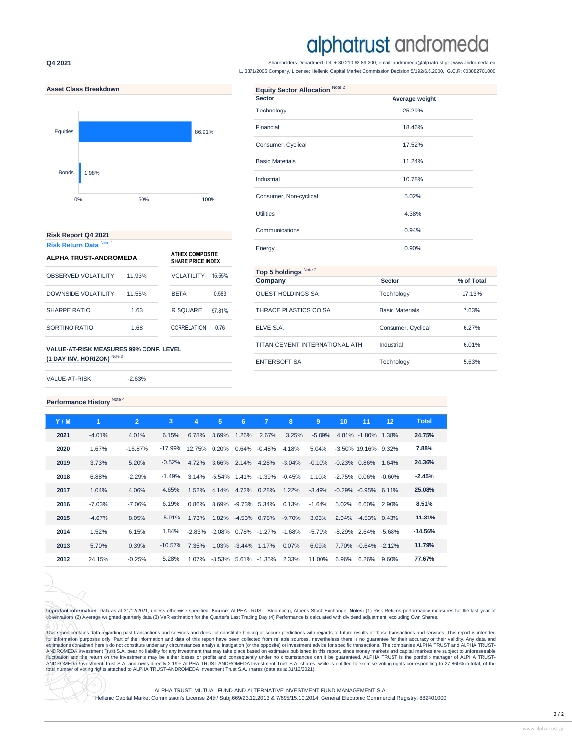# alphatrust andromeda

**Q4 2021**

Shareholders Department: tel. + 30 210 62 89 200, email: andromeda@alphatrust.gr | www.andromeda.eu
L. 3371/2005 Company, License: Hellenic Capital Market Commission Decision 5/192/6.6.2000, G.C.R: 003882701000

## Asset Class Breakdown

Equities 86.91%
Bonds 1.98%
0% 50% 100%

## Equity Sector Allocation [Note 2]

| Sector | Average weight |
|---|---|
| Technology | 25.29% |
| Financial | 18.46% |
| Consumer, Cyclical | 17.52% |
| Basic Materials | 11.24% |
| Industrial | 10.78% |
| Consumer, Non-cyclical | 5.02% |
| Utilities | 4.38% |
| Communications | 0.94% |
| Energy | 0.90% |

## Risk Report Q4 2021

### Risk Return Data [Note 1]

| ALPHA TRUST-ANDROMEDA | | ATHEX COMPOSITE SHARE PRICE INDEX | |
|---|---|---|---|
| OBSERVED VOLATILITY | 11.93% | VOLATILITY | 15.55% |
| DOWNSIDE VOLATILITY | 11.55% | BETA | 0.583 |
| SHARPE RATIO | 1.63 | R SQUARE | 57.81% |
| SORTINO RATIO | 1.68 | CORRELATION | 0.76 |

**VALUE-AT-RISK MEASURES 99% CONF. LEVEL (1 DAY INV. HORIZON)** [Note 3]

| | |
|---|---|
| VALUE-AT-RISK | -2.63% |

## Top 5 holdings [Note 2]

| Company | Sector | % of Total |
|---|---|---|
| QUEST HOLDINGS SA | Technology | 17.13% |
| THRACE PLASTICS CO SA | Basic Materials | 7.63% |
| ELVE S.A. | Consumer, Cyclical | 6.27% |
| TITAN CEMENT INTERNATIONAL ATH | Industrial | 6.01% |
| ENTERSOFT SA | Technology | 5.63% |

## Performance History [Note 4]

| Y / M | 1 | 2 | 3 | 4 | 5 | 6 | 7 | 8 | 9 | 10 | 11 | 12 | Total |
|---|---|---|---|---|---|---|---|---|---|---|---|---|---|
| **2021** | -4.01% | 4.01% | 6.15% | 6.78% | 3.69% | 1.26% | 2.67% | 3.25% | -5.09% | 4.81% | -1.80% | 1.38% | **24.75%** |
| **2020** | 1.67% | -16.87% | -17.99% | 12.75% | 0.20% | 0.64% | -0.48% | 4.18% | 5.04% | -3.50% | 19.16% | 9.32% | **7.88%** |
| **2019** | 3.73% | 5.20% | -0.52% | 4.72% | 3.66% | 2.14% | 4.28% | -3.04% | -0.10% | -0.23% | 0.86% | 1.64% | **24.36%** |
| **2018** | 6.88% | -2.29% | -1.49% | 3.14% | -5.54% | 1.41% | -1.39% | -0.45% | 1.10% | -2.75% | 0.06% | -0.60% | **-2.45%** |
| **2017** | 1.04% | 4.06% | 4.65% | 1.52% | 4.14% | 4.72% | 0.28% | 1.22% | -3.49% | -0.29% | -0.95% | 6.11% | **25.08%** |
| **2016** | -7.03% | -7.06% | 6.19% | 0.86% | 8.69% | -9.73% | 5.34% | 0.13% | -1.64% | 5.02% | 6.60% | 2.90% | **8.51%** |
| **2015** | -4.67% | 8.05% | -5.91% | 1.73% | 1.82% | -4.53% | 0.78% | -9.70% | 3.03% | 2.94% | -4.53% | 0.43% | **-11.31%** |
| **2014** | 1.52% | 6.15% | 1.84% | -2.83% | -2.08% | 0.78% | -1.27% | -1.68% | -5.79% | -8.29% | 2.64% | -5.68% | **-14.56%** |
| **2013** | 5.70% | 0.39% | -10.57% | 7.35% | 1.03% | -3.44% | 1.17% | 0.07% | 6.09% | 7.70% | -0.64% | -2.12% | **11.79%** |
| **2012** | 24.15% | -0.25% | 5.28% | 1.07% | -8.53% | 5.61% | -1.35% | 2.33% | 11.00% | 6.96% | 6.26% | 9.60% | **77.67%** |

**Important information**: Data as at 31/12/2021, unless otherwise specified. **Source**: ALPHA TRUST, Bloomberg, Athens Stock Exchange. **Notes:** (1) Risk-Returns performance measures for the last year of observations (2) Average weighted quarterly data (3) VaR estimation for the Quarter's Last Trading Day (4) Performance is calculated with dividend adjustment, excluding Own Shares.

This report contains data regarding past transactions and services and does not constitute binding or secure predictions with regards to future results of those transactions and services. This report is intended for information purposes only. Part of the information and data of this report have been collected from reliable sources, nevertheless there is no guarantee for their accuracy or their validity. Any data and estimations contained herein do not constitute under any circumstances analysis, instigation (or the opposite) or investment advice for specific transactions. The companies ALPHA TRUST and ALPHA TRUST-ANDROMEDA Investment Trust S.A. bear no liability for any investment that may take place based on estimates published in this report, since money markets and capital markets are subject to unforeseeable fluctuation and the return on the investments may be either losses or profits and consequently under no circumstances can it be guaranteed. ALPHA TRUST is the portfolio manager of ALPHA TRUST-ANDROMEDA Investment Trust S.A. and owns directly 2.19% ALPHA TRUST-ANDROMEDA Investment Trust S.A. shares, while is entitled to exercise voting rights corresponding to 27.860% in total, of the total number of voting rights attached to ALPHA TRUST-ANDROMEDA Investment Trust S.A. shares (data as at 31/12/2021).

ALPHA TRUST MUTUAL FUND AND ALTERNATIVE INVESTMENT FUND MANAGEMENT S.A.
Hellenic Capital Market Commission's License 24th/ Subj.669/23.12.2013 & 7/695/15.10.2014, General Electronic Commercial Registry: 882401000